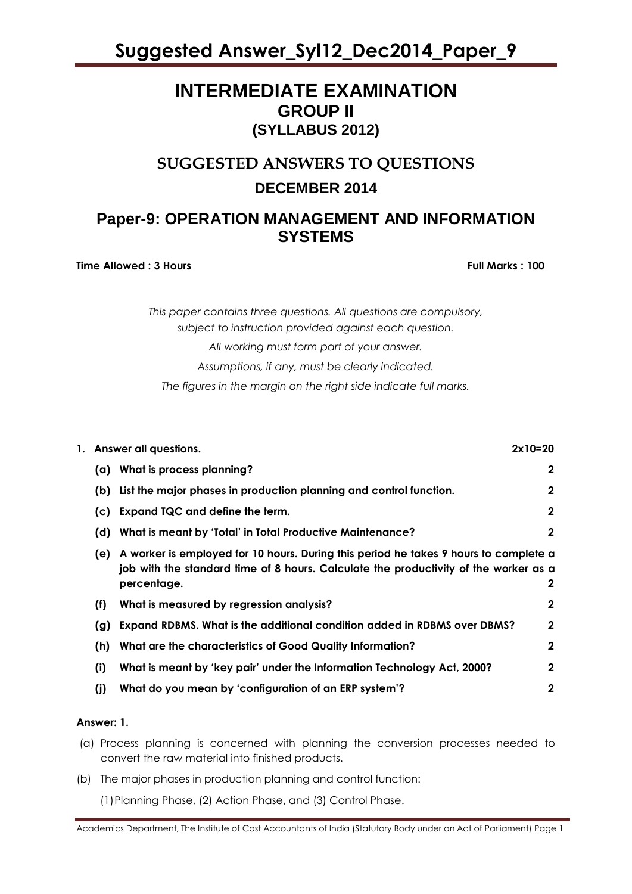# INTERMEDIATE EXAMINATION
## GROUP II
## (SYLLABUS 2012)

## SUGGESTED ANSWERS TO QUESTIONS
## DECEMBER 2014

## Paper-9: OPERATION MANAGEMENT AND INFORMATION SYSTEMS

**Time Allowed : 3 Hours** **Full Marks : 100**

*This paper contains three questions. All questions are compulsory, subject to instruction provided against each question.*

*All working must form part of your answer.*

*Assumptions, if any, must be clearly indicated.*

*The figures in the margin on the right side indicate full marks.*

**1. Answer all questions.** **2x10=20**

**(a) What is process planning?** **2**

**(b) List the major phases in production planning and control function.** **2**

**(c) Expand TQC and define the term.** **2**

**(d) What is meant by 'Total' in Total Productive Maintenance?** **2**

**(e) A worker is employed for 10 hours. During this period he takes 9 hours to complete a job with the standard time of 8 hours. Calculate the productivity of the worker as a percentage.** **2**

**(f) What is measured by regression analysis?** **2**

**(g) Expand RDBMS. What is the additional condition added in RDBMS over DBMS?** **2**

**(h) What are the characteristics of Good Quality Information?** **2**

**(i) What is meant by 'key pair' under the Information Technology Act, 2000?** **2**

**(j) What do you mean by 'configuration of an ERP system'?** **2**

**Answer: 1.**

(a) Process planning is concerned with planning the conversion processes needed to convert the raw material into finished products.

(b) The major phases in production planning and control function:

(1) Planning Phase, (2) Action Phase, and (3) Control Phase.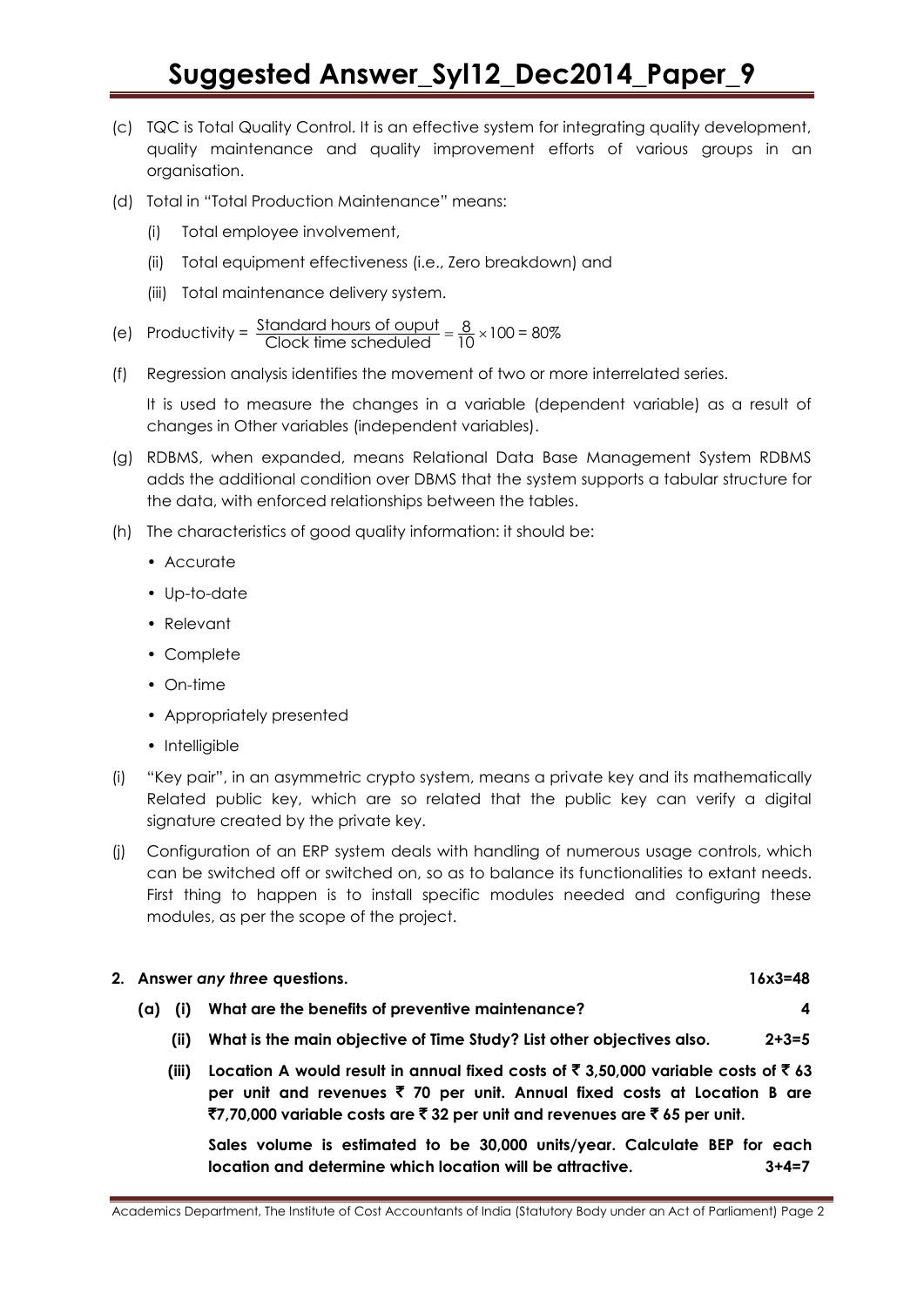(c) TQC is Total Quality Control. It is an effective system for integrating quality development, quality maintenance and quality improvement efforts of various groups in an organisation.

(d) Total in "Total Production Maintenance" means:

   (i) Total employee involvement,

   (ii) Total equipment effectiveness (i.e., Zero breakdown) and

   (iii) Total maintenance delivery system.

(e) Productivity = $\frac{\text{Standard hours of ouput}}{\text{Clock time scheduled}} = \frac{8}{10} \times 100 = 80\%$

(f) Regression analysis identifies the movement of two or more interrelated series.

   It is used to measure the changes in a variable (dependent variable) as a result of changes in Other variables (independent variables).

(g) RDBMS, when expanded, means Relational Data Base Management System RDBMS adds the additional condition over DBMS that the system supports a tabular structure for the data, with enforced relationships between the tables.

(h) The characteristics of good quality information: it should be:

   - Accurate
   - Up-to-date
   - Relevant
   - Complete
   - On-time
   - Appropriately presented
   - Intelligible

(i) "Key pair", in an asymmetric crypto system, means a private key and its mathematically Related public key, which are so related that the public key can verify a digital signature created by the private key.

(j) Configuration of an ERP system deals with handling of numerous usage controls, which can be switched off or switched on, so as to balance its functionalities to extant needs. First thing to happen is to install specific modules needed and configuring these modules, as per the scope of the project.

**2. Answer *any three* questions. 16x3=48**

**(a) (i) What are the benefits of preventive maintenance? 4**

**(ii) What is the main objective of Time Study? List other objectives also. 2+3=5**

**(iii) Location A would result in annual fixed costs of ₹ 3,50,000 variable costs of ₹ 63 per unit and revenues ₹ 70 per unit. Annual fixed costs at Location B are ₹7,70,000 variable costs are ₹ 32 per unit and revenues are ₹ 65 per unit.**

**Sales volume is estimated to be 30,000 units/year. Calculate BEP for each location and determine which location will be attractive. 3+4=7**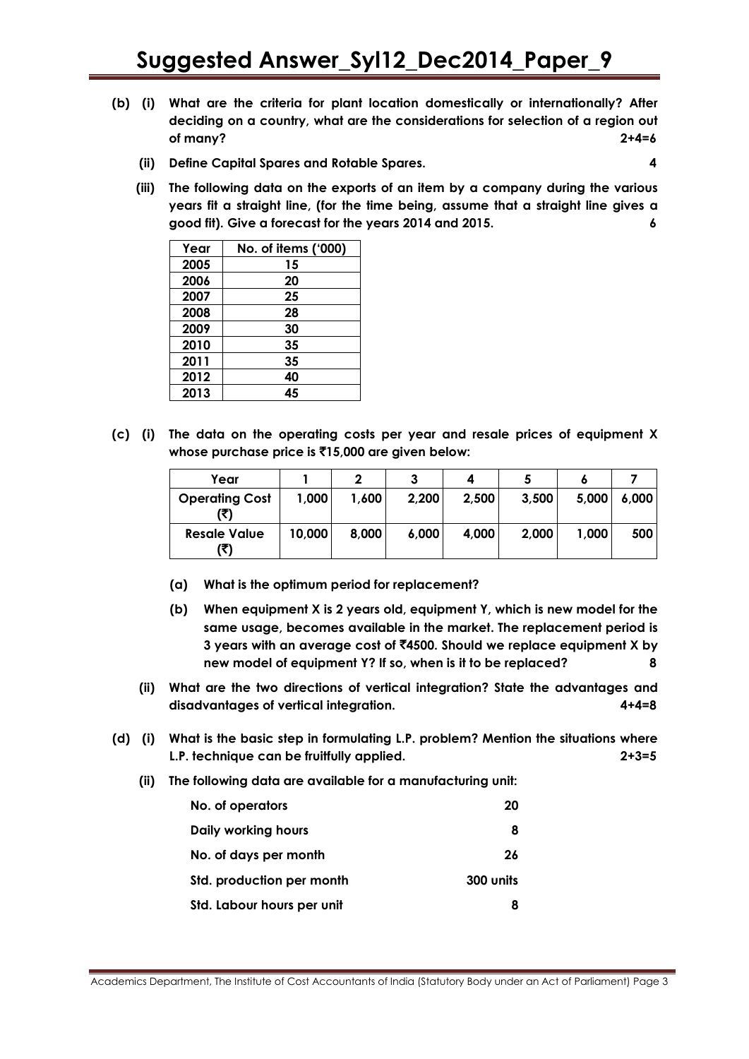**(b) (i) What are the criteria for plant location domestically or internationally? After deciding on a country, what are the considerations for selection of a region out of many? 2+4=6**

**(ii) Define Capital Spares and Rotable Spares. 4**

**(iii) The following data on the exports of an item by a company during the various years fit a straight line, (for the time being, assume that a straight line gives a good fit). Give a forecast for the years 2014 and 2015. 6**

| Year | No. of items ('000) |
|---|---|
| 2005 | 15 |
| 2006 | 20 |
| 2007 | 25 |
| 2008 | 28 |
| 2009 | 30 |
| 2010 | 35 |
| 2011 | 35 |
| 2012 | 40 |
| 2013 | 45 |

**(c) (i) The data on the operating costs per year and resale prices of equipment X whose purchase price is ₹15,000 are given below:**

| Year | 1 | 2 | 3 | 4 | 5 | 6 | 7 |
|---|---|---|---|---|---|---|---|
| Operating Cost (₹) | 1,000 | 1,600 | 2,200 | 2,500 | 3,500 | 5,000 | 6,000 |
| Resale Value (₹) | 10,000 | 8,000 | 6,000 | 4,000 | 2,000 | 1,000 | 500 |

**(a) What is the optimum period for replacement?**

**(b) When equipment X is 2 years old, equipment Y, which is new model for the same usage, becomes available in the market. The replacement period is 3 years with an average cost of ₹4500. Should we replace equipment X by new model of equipment Y? If so, when is it to be replaced? 8**

**(ii) What are the two directions of vertical integration? State the advantages and disadvantages of vertical integration. 4+4=8**

**(d) (i) What is the basic step in formulating L.P. problem? Mention the situations where L.P. technique can be fruitfully applied. 2+3=5**

**(ii) The following data are available for a manufacturing unit:**

| | |
|---|---|
| No. of operators | 20 |
| Daily working hours | 8 |
| No. of days per month | 26 |
| Std. production per month | 300 units |
| Std. Labour hours per unit | 8 |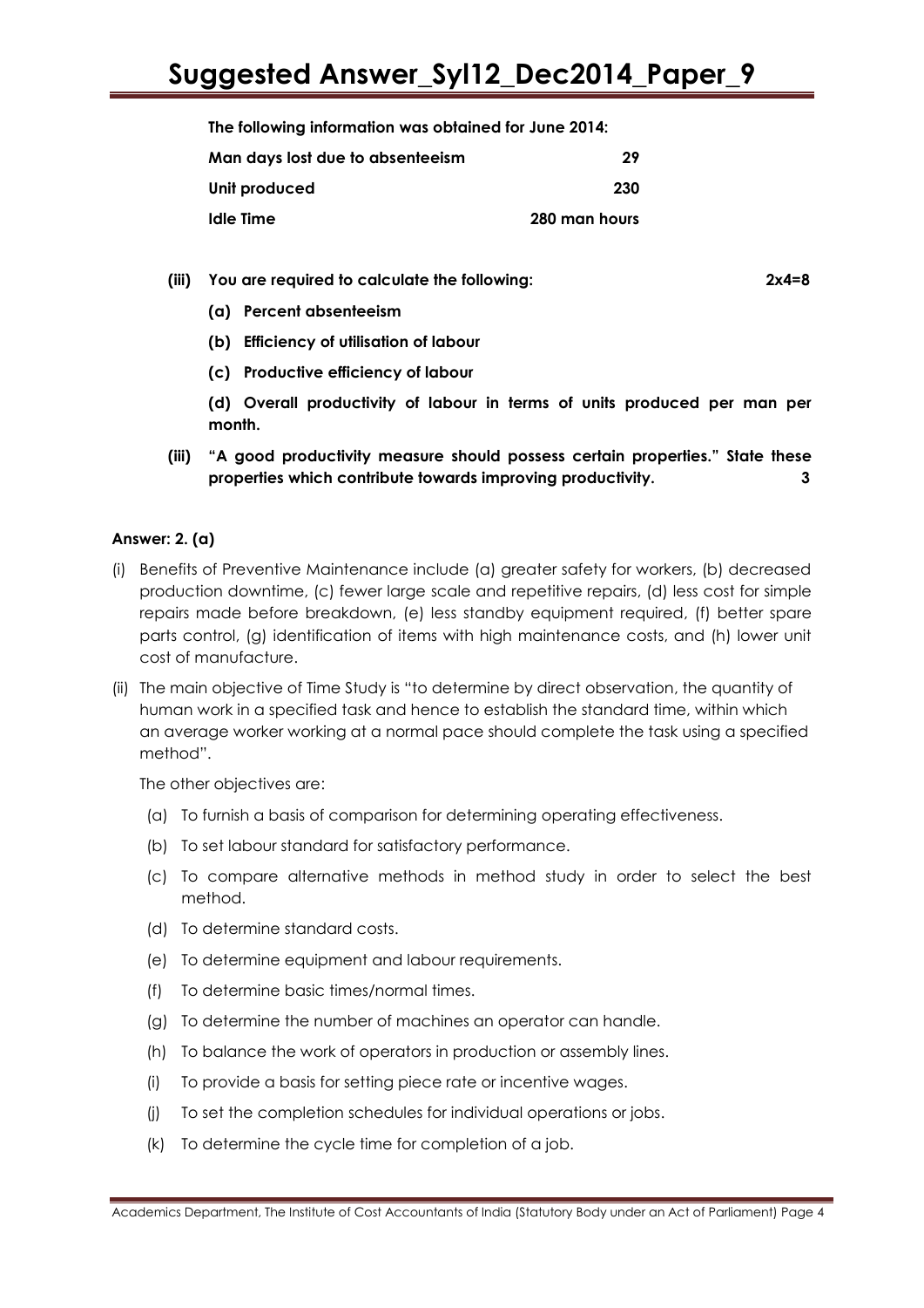**The following information was obtained for June 2014:**

| | |
|---|---|
| **Man days lost due to absenteeism** | **29** |
| **Unit produced** | **230** |
| **Idle Time** | **280 man hours** |

**(iii) You are required to calculate the following: 2x4=8**

**(a) Percent absenteeism**

**(b) Efficiency of utilisation of labour**

**(c) Productive efficiency of labour**

**(d) Overall productivity of labour in terms of units produced per man per month.**

**(iii) "A good productivity measure should possess certain properties." State these properties which contribute towards improving productivity. 3**

### Answer: 2. (a)

(i) Benefits of Preventive Maintenance include (a) greater safety for workers, (b) decreased production downtime, (c) fewer large scale and repetitive repairs, (d) less cost for simple repairs made before breakdown, (e) less standby equipment required, (f) better spare parts control, (g) identification of items with high maintenance costs, and (h) lower unit cost of manufacture.

(ii) The main objective of Time Study is "to determine by direct observation, the quantity of human work in a specified task and hence to establish the standard time, within which an average worker working at a normal pace should complete the task using a specified method".

The other objectives are:

(a) To furnish a basis of comparison for determining operating effectiveness.

(b) To set labour standard for satisfactory performance.

(c) To compare alternative methods in method study in order to select the best method.

(d) To determine standard costs.

(e) To determine equipment and labour requirements.

(f) To determine basic times/normal times.

(g) To determine the number of machines an operator can handle.

(h) To balance the work of operators in production or assembly lines.

(i) To provide a basis for setting piece rate or incentive wages.

(j) To set the completion schedules for individual operations or jobs.

(k) To determine the cycle time for completion of a job.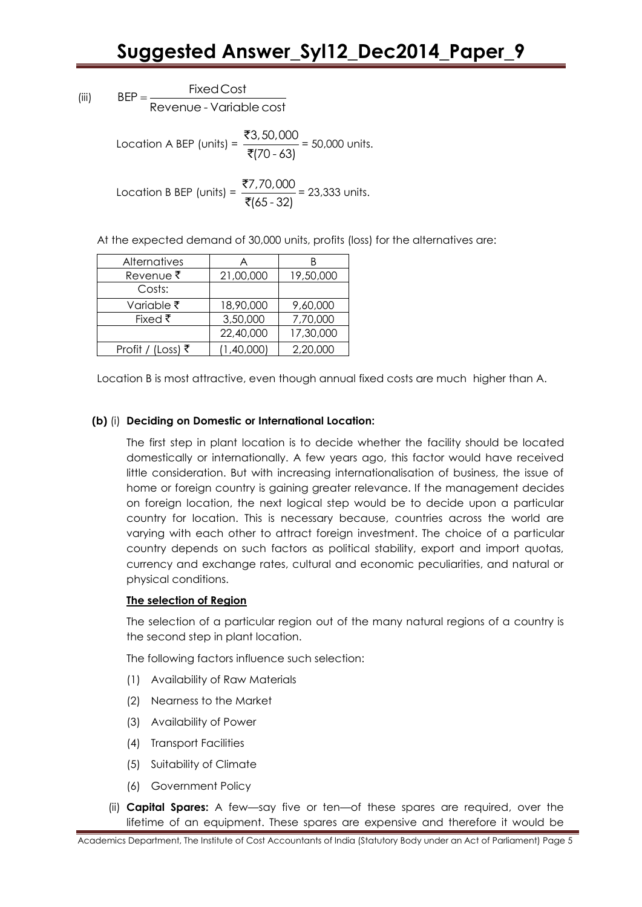(iii) $\text{BEP} = \dfrac{\text{Fixed Cost}}{\text{Revenue - Variable cost}}$

Location A BEP (units) = $\dfrac{₹3,50,000}{₹(70 - 63)}$ = 50,000 units.

Location B BEP (units) = $\dfrac{₹7,70,000}{₹(65 - 32)}$ = 23,333 units.

At the expected demand of 30,000 units, profits (loss) for the alternatives are:

| Alternatives | A | B |
|---|---|---|
| Revenue ₹ | 21,00,000 | 19,50,000 |
| Costs: | | |
| Variable ₹ | 18,90,000 | 9,60,000 |
| Fixed ₹ | 3,50,000 | 7,70,000 |
| | 22,40,000 | 17,30,000 |
| Profit / (Loss) ₹ | (1,40,000) | 2,20,000 |

Location B is most attractive, even though annual fixed costs are much higher than A.

**(b)** (i) **Deciding on Domestic or International Location:**

The first step in plant location is to decide whether the facility should be located domestically or internationally. A few years ago, this factor would have received little consideration. But with increasing internationalisation of business, the issue of home or foreign country is gaining greater relevance. If the management decides on foreign location, the next logical step would be to decide upon a particular country for location. This is necessary because, countries across the world are varying with each other to attract foreign investment. The choice of a particular country depends on such factors as political stability, export and import quotas, currency and exchange rates, cultural and economic peculiarities, and natural or physical conditions.

**The selection of Region**

The selection of a particular region out of the many natural regions of a country is the second step in plant location.

The following factors influence such selection:

(1) Availability of Raw Materials

(2) Nearness to the Market

(3) Availability of Power

(4) Transport Facilities

(5) Suitability of Climate

(6) Government Policy

(ii) **Capital Spares:** A few—say five or ten—of these spares are required, over the lifetime of an equipment. These spares are expensive and therefore it would be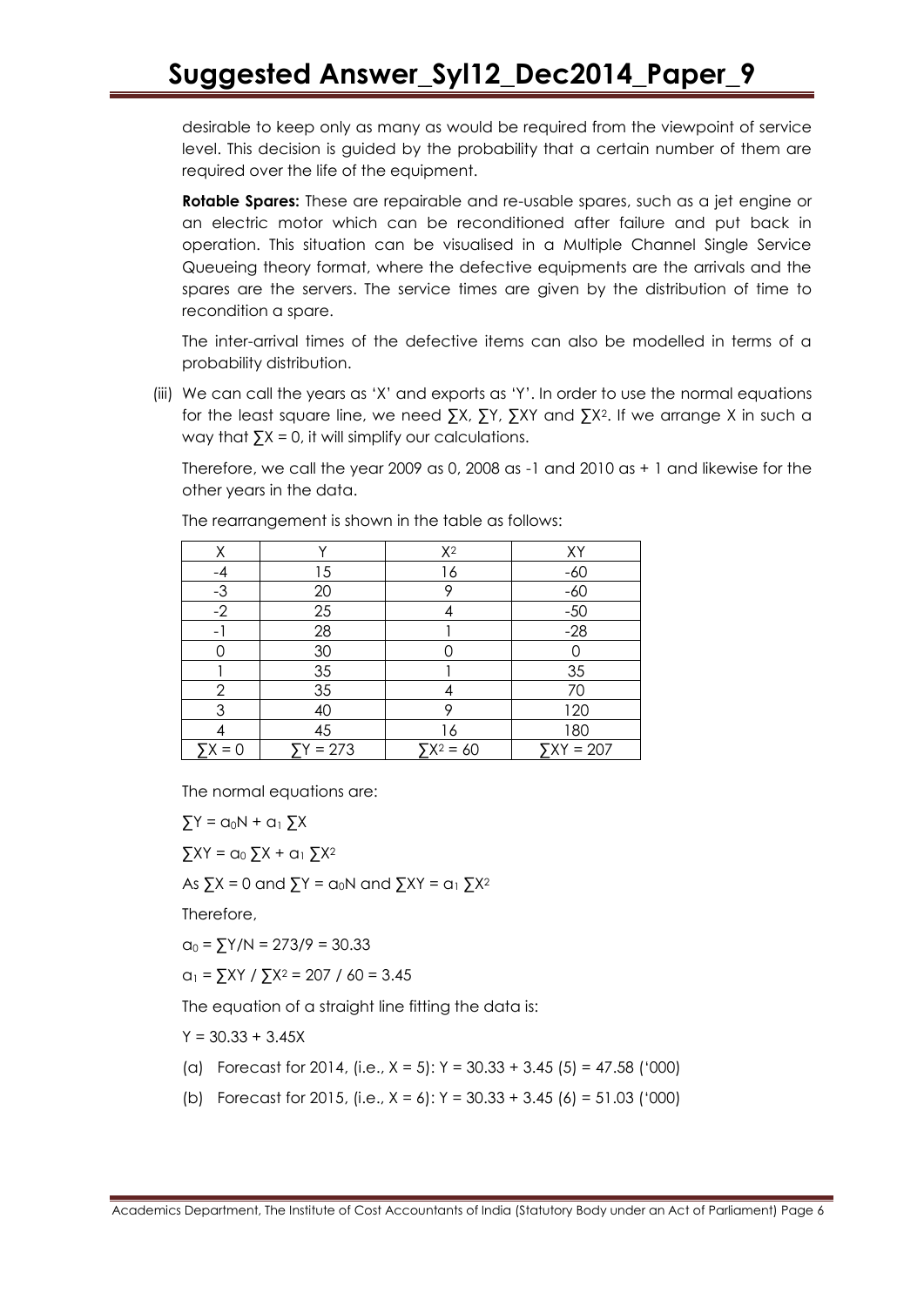desirable to keep only as many as would be required from the viewpoint of service level. This decision is guided by the probability that a certain number of them are required over the life of the equipment.

**Rotable Spares:** These are repairable and re-usable spares, such as a jet engine or an electric motor which can be reconditioned after failure and put back in operation. This situation can be visualised in a Multiple Channel Single Service Queueing theory format, where the defective equipments are the arrivals and the spares are the servers. The service times are given by the distribution of time to recondition a spare.

The inter-arrival times of the defective items can also be modelled in terms of a probability distribution.

(iii) We can call the years as 'X' and exports as 'Y'. In order to use the normal equations for the least square line, we need $\sum X$, $\sum Y$, $\sum XY$ and $\sum X^2$. If we arrange X in such a way that $\sum X = 0$, it will simplify our calculations.

Therefore, we call the year 2009 as 0, 2008 as -1 and 2010 as + 1 and likewise for the other years in the data.

The rearrangement is shown in the table as follows:

| X | Y | $X^2$ | XY |
|---|---|---|---|
| -4 | 15 | 16 | -60 |
| -3 | 20 | 9 | -60 |
| -2 | 25 | 4 | -50 |
| -1 | 28 | 1 | -28 |
| 0 | 30 | 0 | 0 |
| 1 | 35 | 1 | 35 |
| 2 | 35 | 4 | 70 |
| 3 | 40 | 9 | 120 |
| 4 | 45 | 16 | 180 |
| $\sum X = 0$ | $\sum Y = 273$ | $\sum X^2 = 60$ | $\sum XY = 207$ |

The normal equations are:

$\sum Y = a_0 N + a_1 \sum X$

$\sum XY = a_0 \sum X + a_1 \sum X^2$

As $\sum X = 0$ and $\sum Y = a_0 N$ and $\sum XY = a_1 \sum X^2$

Therefore,

$a_0 = \sum Y/N = 273/9 = 30.33$

$a_1 = \sum XY / \sum X^2 = 207 / 60 = 3.45$

The equation of a straight line fitting the data is:

$Y = 30.33 + 3.45X$

(a) Forecast for 2014, (i.e., $X = 5$): $Y = 30.33 + 3.45 (5) = 47.58$ ('000)

(b) Forecast for 2015, (i.e., $X = 6$): $Y = 30.33 + 3.45 (6) = 51.03$ ('000)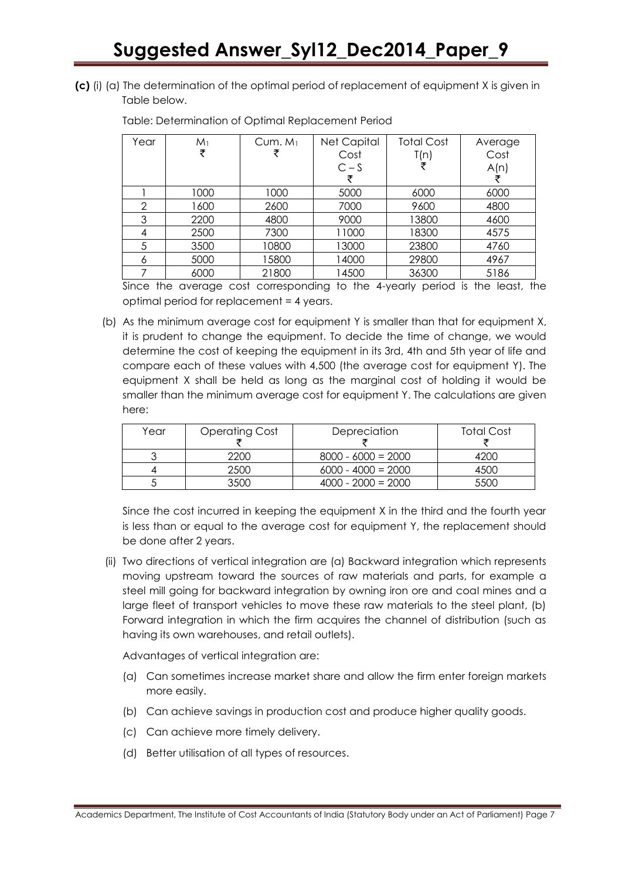**(c)** (i) (a) The determination of the optimal period of replacement of equipment X is given in Table below.

Table: Determination of Optimal Replacement Period

| Year | $M_1$ ₹ | Cum. $M_1$ ₹ | Net Capital Cost $C - S$ ₹ | Total Cost $T(n)$ ₹ | Average Cost $A(n)$ ₹ |
|---|---|---|---|---|---|
| 1 | 1000 | 1000 | 5000 | 6000 | 6000 |
| 2 | 1600 | 2600 | 7000 | 9600 | 4800 |
| 3 | 2200 | 4800 | 9000 | 13800 | 4600 |
| 4 | 2500 | 7300 | 11000 | 18300 | 4575 |
| 5 | 3500 | 10800 | 13000 | 23800 | 4760 |
| 6 | 5000 | 15800 | 14000 | 29800 | 4967 |
| 7 | 6000 | 21800 | 14500 | 36300 | 5186 |

Since the average cost corresponding to the 4-yearly period is the least, the optimal period for replacement = 4 years.

(b) As the minimum average cost for equipment Y is smaller than that for equipment X, it is prudent to change the equipment. To decide the time of change, we would determine the cost of keeping the equipment in its 3rd, 4th and 5th year of life and compare each of these values with 4,500 (the average cost for equipment Y). The equipment X shall be held as long as the marginal cost of holding it would be smaller than the minimum average cost for equipment Y. The calculations are given here:

| Year | Operating Cost ₹ | Depreciation ₹ | Total Cost ₹ |
|---|---|---|---|
| 3 | 2200 | 8000 - 6000 = 2000 | 4200 |
| 4 | 2500 | 6000 - 4000 = 2000 | 4500 |
| 5 | 3500 | 4000 - 2000 = 2000 | 5500 |

Since the cost incurred in keeping the equipment X in the third and the fourth year is less than or equal to the average cost for equipment Y, the replacement should be done after 2 years.

(ii) Two directions of vertical integration are (a) Backward integration which represents moving upstream toward the sources of raw materials and parts, for example a steel mill going for backward integration by owning iron ore and coal mines and a large fleet of transport vehicles to move these raw materials to the steel plant, (b) Forward integration in which the firm acquires the channel of distribution (such as having its own warehouses, and retail outlets).

Advantages of vertical integration are:

(a) Can sometimes increase market share and allow the firm enter foreign markets more easily.

(b) Can achieve savings in production cost and produce higher quality goods.

(c) Can achieve more timely delivery.

(d) Better utilisation of all types of resources.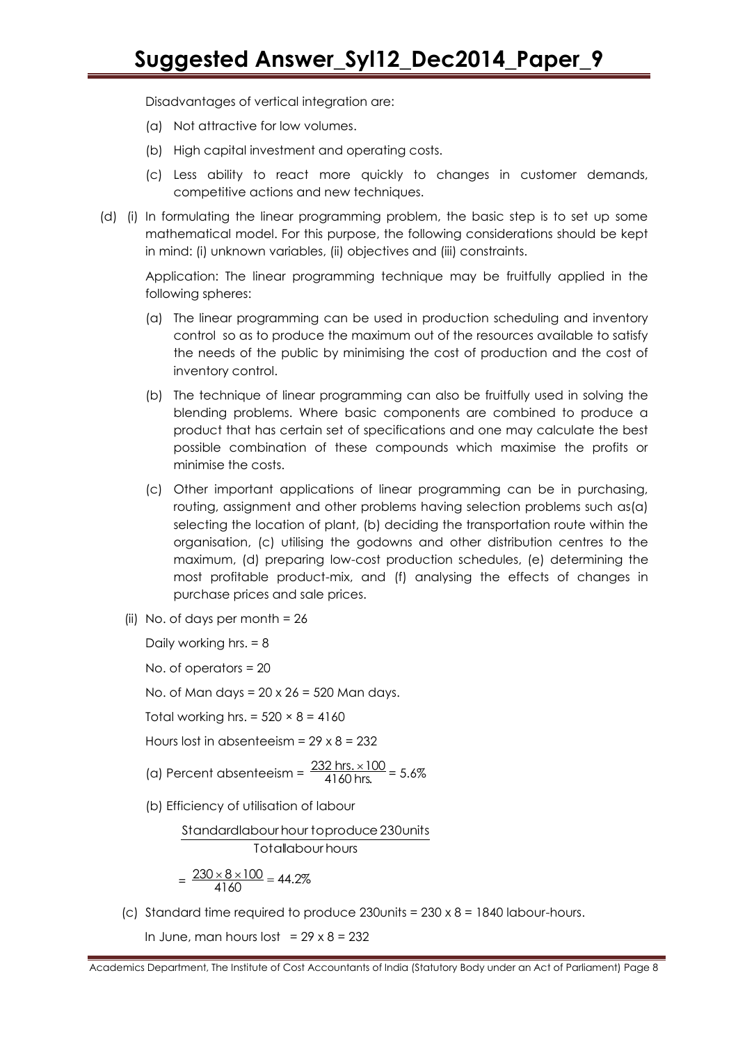Disadvantages of vertical integration are:

(a) Not attractive for low volumes.

(b) High capital investment and operating costs.

(c) Less ability to react more quickly to changes in customer demands, competitive actions and new techniques.

(d) (i) In formulating the linear programming problem, the basic step is to set up some mathematical model. For this purpose, the following considerations should be kept in mind: (i) unknown variables, (ii) objectives and (iii) constraints.

Application: The linear programming technique may be fruitfully applied in the following spheres:

(a) The linear programming can be used in production scheduling and inventory control so as to produce the maximum out of the resources available to satisfy the needs of the public by minimising the cost of production and the cost of inventory control.

(b) The technique of linear programming can also be fruitfully used in solving the blending problems. Where basic components are combined to produce a product that has certain set of specifications and one may calculate the best possible combination of these compounds which maximise the profits or minimise the costs.

(c) Other important applications of linear programming can be in purchasing, routing, assignment and other problems having selection problems such as(a) selecting the location of plant, (b) deciding the transportation route within the organisation, (c) utilising the godowns and other distribution centres to the maximum, (d) preparing low-cost production schedules, (e) determining the most profitable product-mix, and (f) analysing the effects of changes in purchase prices and sale prices.

(ii) No. of days per month = 26

Daily working hrs. = 8

No. of operators = 20

No. of Man days = 20 x 26 = 520 Man days.

Total working hrs. = 520 × 8 = 4160

Hours lost in absenteeism = 29 x 8 = 232

(a) Percent absenteeism = $\frac{232 \text{ hrs.} \times 100}{4160 \text{ hrs.}} = 5.6\%$

(b) Efficiency of utilisation of labour

$$\frac{\text{Standard labour hour to produce 230 units}}{\text{Total labour hours}}$$

$$= \frac{230 \times 8 \times 100}{4160} = 44.2\%$$

(c) Standard time required to produce 230units = 230 x 8 = 1840 labour-hours.

In June, man hours lost = 29 x 8 = 232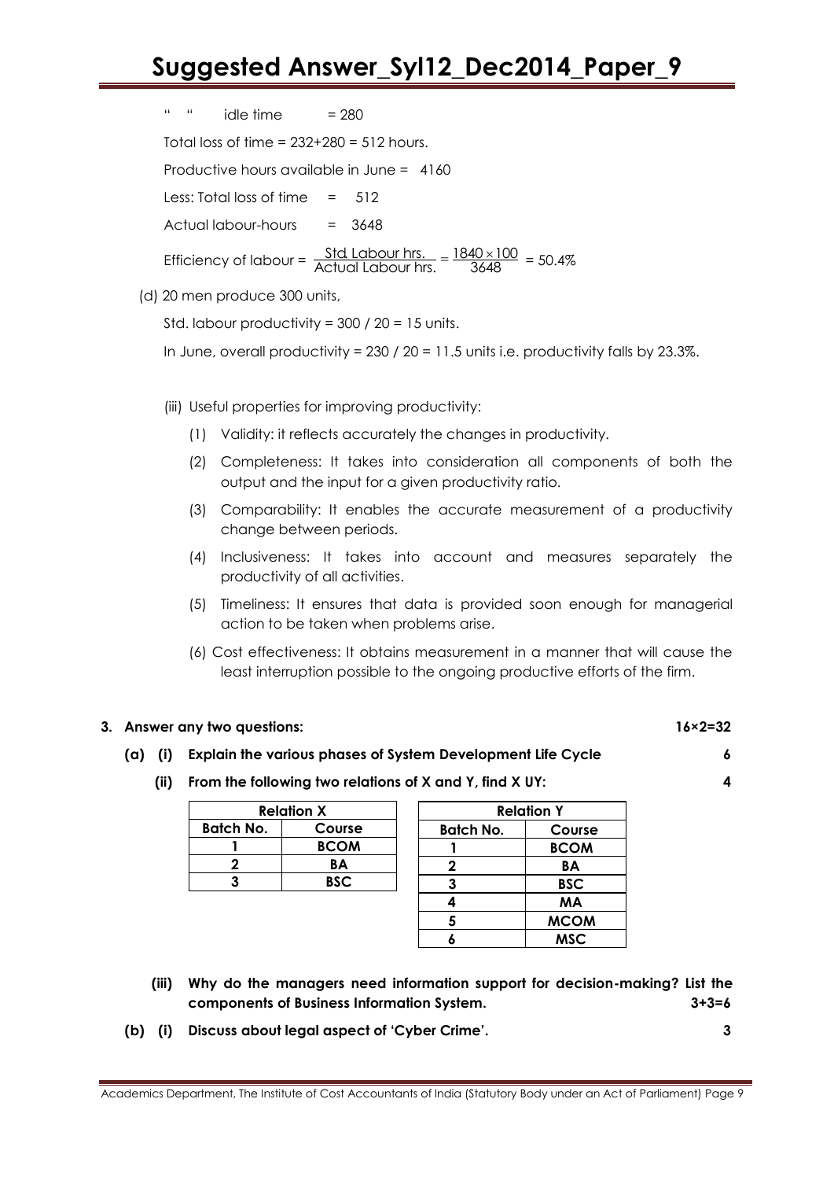" " idle time = 280

Total loss of time = 232+280 = 512 hours.

Productive hours available in June = 4160

Less: Total loss of time = 512

Actual labour-hours = 3648

Efficiency of labour = $\frac{\text{Std. Labour hrs.}}{\text{Actual Labour hrs.}} = \frac{1840 \times 100}{3648}$ = 50.4%

(d) 20 men produce 300 units,

Std. labour productivity = 300 / 20 = 15 units.

In June, overall productivity = 230 / 20 = 11.5 units i.e. productivity falls by 23.3%.

(iii) Useful properties for improving productivity:

(1) Validity: it reflects accurately the changes in productivity.

(2) Completeness: It takes into consideration all components of both the output and the input for a given productivity ratio.

(3) Comparability: It enables the accurate measurement of a productivity change between periods.

(4) Inclusiveness: It takes into account and measures separately the productivity of all activities.

(5) Timeliness: It ensures that data is provided soon enough for managerial action to be taken when problems arise.

(6) Cost effectiveness: It obtains measurement in a manner that will cause the least interruption possible to the ongoing productive efforts of the firm.

**3. Answer any two questions: 16×2=32**

**(a) (i) Explain the various phases of System Development Life Cycle 6**

**(ii) From the following two relations of X and Y, find X UY: 4**

| Relation X | |
|---|---|
| **Batch No.** | **Course** |
| 1 | BCOM |
| 2 | BA |
| 3 | BSC |

| Relation Y | |
|---|---|
| **Batch No.** | **Course** |
| 1 | BCOM |
| 2 | BA |
| 3 | BSC |
| 4 | MA |
| 5 | MCOM |
| 6 | MSC |

**(iii) Why do the managers need information support for decision-making? List the components of Business Information System. 3+3=6**

**(b) (i) Discuss about legal aspect of 'Cyber Crime'. 3**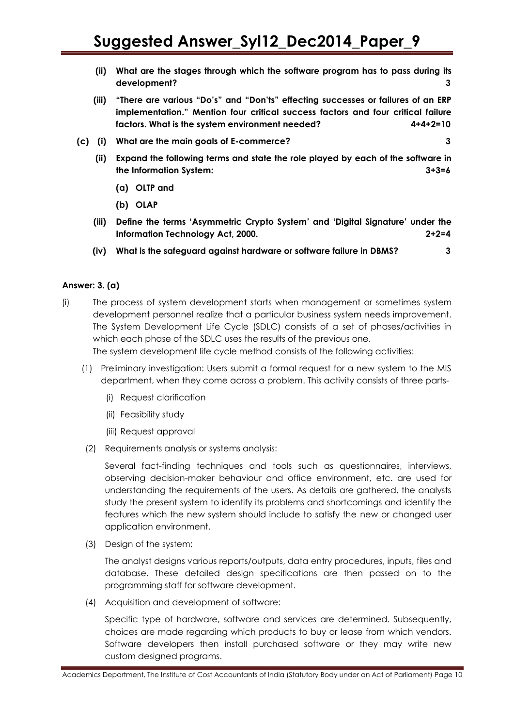**(ii) What are the stages through which the software program has to pass during its development? 3**

**(iii) "There are various "Do's" and "Don'ts" effecting successes or failures of an ERP implementation." Mention four critical success factors and four critical failure factors. What is the system environment needed? 4+4+2=10**

**(c) (i) What are the main goals of E-commerce? 3**

**(ii) Expand the following terms and state the role played by each of the software in the Information System: 3+3=6**

**(a) OLTP and**

**(b) OLAP**

**(iii) Define the terms 'Asymmetric Crypto System' and 'Digital Signature' under the Information Technology Act, 2000. 2+2=4**

**(iv) What is the safeguard against hardware or software failure in DBMS? 3**

**Answer: 3. (a)**

(i) The process of system development starts when management or sometimes system development personnel realize that a particular business system needs improvement. The System Development Life Cycle (SDLC) consists of a set of phases/activities in which each phase of the SDLC uses the results of the previous one.

The system development life cycle method consists of the following activities:

(1) Preliminary investigation: Users submit a formal request for a new system to the MIS department, when they come across a problem. This activity consists of three parts-

- (i) Request clarification
- (ii) Feasibility study
- (iii) Request approval

(2) Requirements analysis or systems analysis:

Several fact-finding techniques and tools such as questionnaires, interviews, observing decision-maker behaviour and office environment, etc. are used for understanding the requirements of the users. As details are gathered, the analysts study the present system to identify its problems and shortcomings and identify the features which the new system should include to satisfy the new or changed user application environment.

(3) Design of the system:

The analyst designs various reports/outputs, data entry procedures, inputs, files and database. These detailed design specifications are then passed on to the programming staff for software development.

(4) Acquisition and development of software:

Specific type of hardware, software and services are determined. Subsequently, choices are made regarding which products to buy or lease from which vendors. Software developers then install purchased software or they may write new custom designed programs.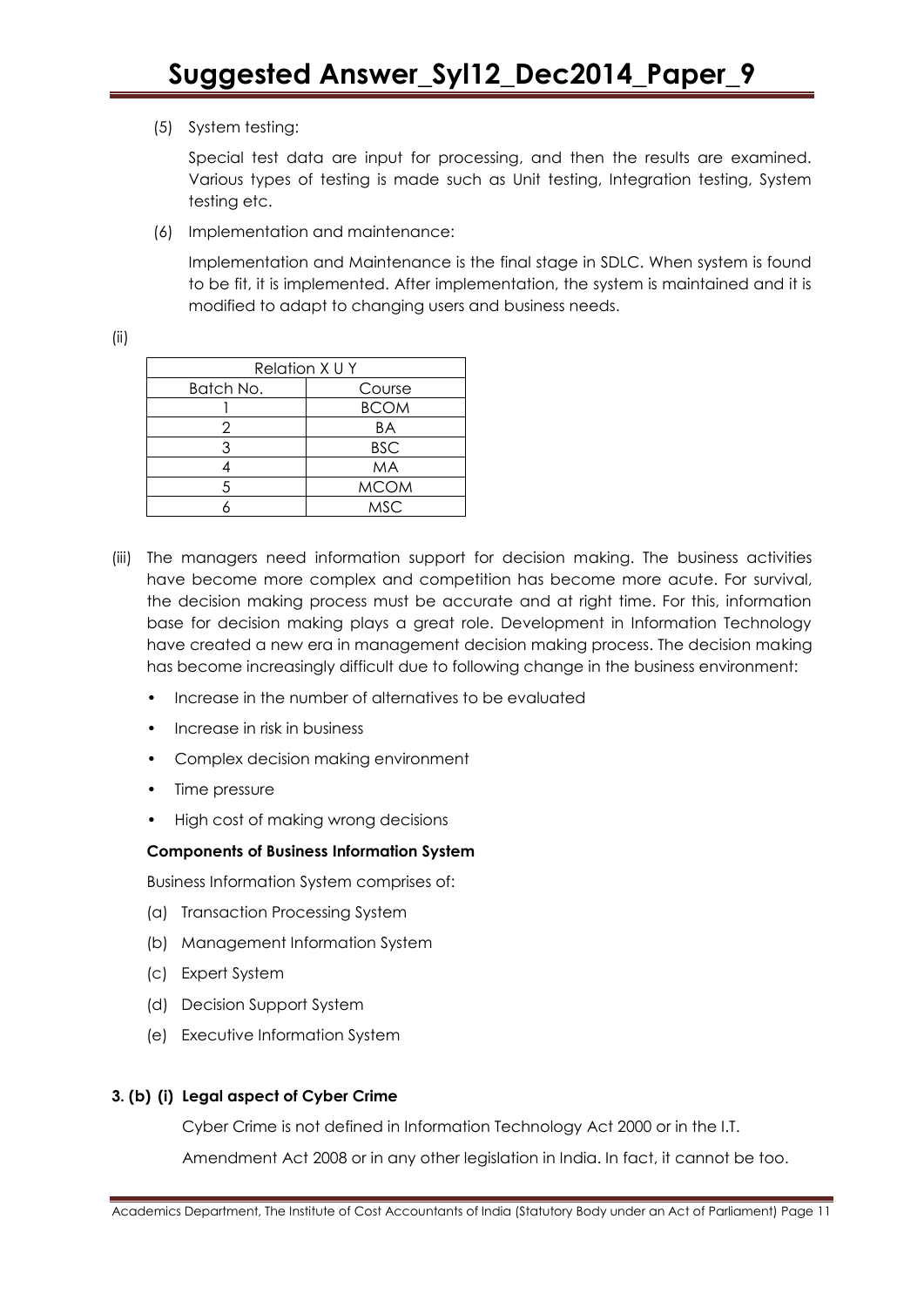(5) System testing:

Special test data are input for processing, and then the results are examined. Various types of testing is made such as Unit testing, Integration testing, System testing etc.

(6) Implementation and maintenance:

Implementation and Maintenance is the final stage in SDLC. When system is found to be fit, it is implemented. After implementation, the system is maintained and it is modified to adapt to changing users and business needs.

(ii)

| Relation X U Y | |
|---|---|
| Batch No. | Course |
| 1 | BCOM |
| 2 | BA |
| 3 | BSC |
| 4 | MA |
| 5 | MCOM |
| 6 | MSC |

(iii) The managers need information support for decision making. The business activities have become more complex and competition has become more acute. For survival, the decision making process must be accurate and at right time. For this, information base for decision making plays a great role. Development in Information Technology have created a new era in management decision making process. The decision making has become increasingly difficult due to following change in the business environment:

- Increase in the number of alternatives to be evaluated
- Increase in risk in business
- Complex decision making environment
- Time pressure
- High cost of making wrong decisions

**Components of Business Information System**

Business Information System comprises of:

(a) Transaction Processing System

(b) Management Information System

(c) Expert System

(d) Decision Support System

(e) Executive Information System

**3. (b) (i) Legal aspect of Cyber Crime**

Cyber Crime is not defined in Information Technology Act 2000 or in the I.T.

Amendment Act 2008 or in any other legislation in India. In fact, it cannot be too.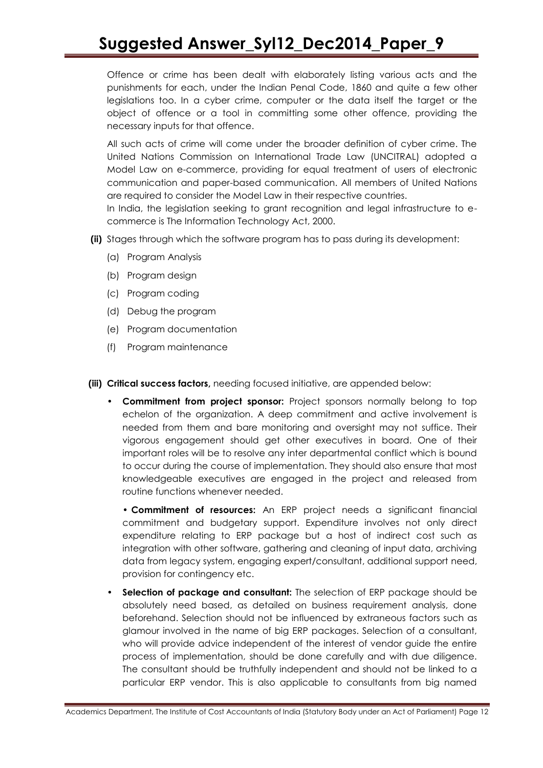Offence or crime has been dealt with elaborately listing various acts and the punishments for each, under the Indian Penal Code, 1860 and quite a few other legislations too. In a cyber crime, computer or the data itself the target or the object of offence or a tool in committing some other offence, providing the necessary inputs for that offence.

All such acts of crime will come under the broader definition of cyber crime. The United Nations Commission on International Trade Law (UNCITRAL) adopted a Model Law on e-commerce, providing for equal treatment of users of electronic communication and paper-based communication. All members of United Nations are required to consider the Model Law in their respective countries.
In India, the legislation seeking to grant recognition and legal infrastructure to e-commerce is The Information Technology Act, 2000.

**(ii)** Stages through which the software program has to pass during its development:

(a) Program Analysis

(b) Program design

(c) Program coding

(d) Debug the program

(e) Program documentation

(f) Program maintenance

**(iii) Critical success factors,** needing focused initiative, are appended below:

- **Commitment from project sponsor:** Project sponsors normally belong to top echelon of the organization. A deep commitment and active involvement is needed from them and bare monitoring and oversight may not suffice. Their vigorous engagement should get other executives in board. One of their important roles will be to resolve any inter departmental conflict which is bound to occur during the course of implementation. They should also ensure that most knowledgeable executives are engaged in the project and released from routine functions whenever needed.

  • **Commitment of resources:** An ERP project needs a significant financial commitment and budgetary support. Expenditure involves not only direct expenditure relating to ERP package but a host of indirect cost such as integration with other software, gathering and cleaning of input data, archiving data from legacy system, engaging expert/consultant, additional support need, provision for contingency etc.

- **Selection of package and consultant:** The selection of ERP package should be absolutely need based, as detailed on business requirement analysis, done beforehand. Selection should not be influenced by extraneous factors such as glamour involved in the name of big ERP packages. Selection of a consultant, who will provide advice independent of the interest of vendor guide the entire process of implementation, should be done carefully and with due diligence. The consultant should be truthfully independent and should not be linked to a particular ERP vendor. This is also applicable to consultants from big named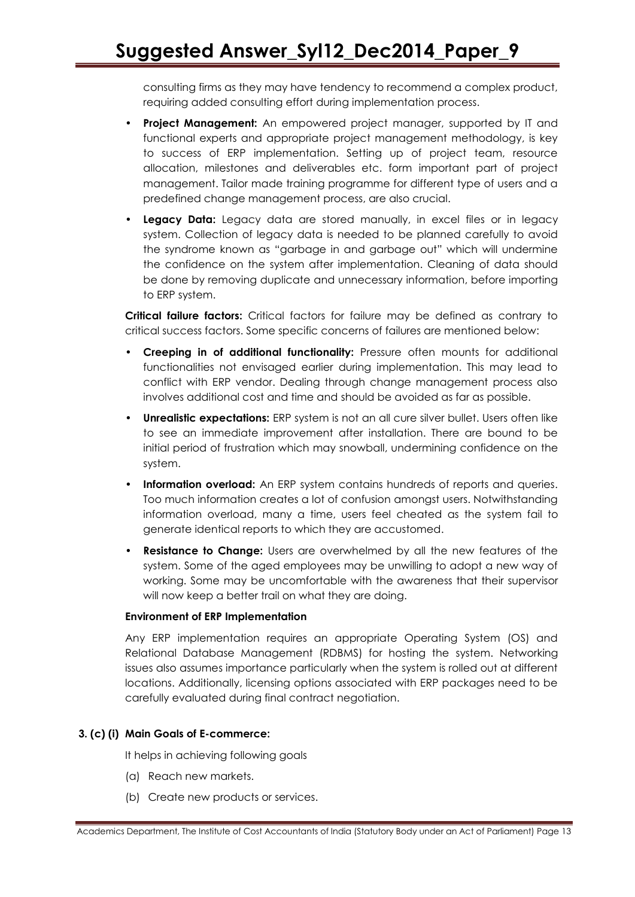consulting firms as they may have tendency to recommend a complex product, requiring added consulting effort during implementation process.

- **Project Management:** An empowered project manager, supported by IT and functional experts and appropriate project management methodology, is key to success of ERP implementation. Setting up of project team, resource allocation, milestones and deliverables etc. form important part of project management. Tailor made training programme for different type of users and a predefined change management process, are also crucial.
- **Legacy Data:** Legacy data are stored manually, in excel files or in legacy system. Collection of legacy data is needed to be planned carefully to avoid the syndrome known as "garbage in and garbage out" which will undermine the confidence on the system after implementation. Cleaning of data should be done by removing duplicate and unnecessary information, before importing to ERP system.

**Critical failure factors:** Critical factors for failure may be defined as contrary to critical success factors. Some specific concerns of failures are mentioned below:

- **Creeping in of additional functionality:** Pressure often mounts for additional functionalities not envisaged earlier during implementation. This may lead to conflict with ERP vendor. Dealing through change management process also involves additional cost and time and should be avoided as far as possible.
- **Unrealistic expectations:** ERP system is not an all cure silver bullet. Users often like to see an immediate improvement after installation. There are bound to be initial period of frustration which may snowball, undermining confidence on the system.
- **Information overload:** An ERP system contains hundreds of reports and queries. Too much information creates a lot of confusion amongst users. Notwithstanding information overload, many a time, users feel cheated as the system fail to generate identical reports to which they are accustomed.
- **Resistance to Change:** Users are overwhelmed by all the new features of the system. Some of the aged employees may be unwilling to adopt a new way of working. Some may be uncomfortable with the awareness that their supervisor will now keep a better trail on what they are doing.

**Environment of ERP Implementation**

Any ERP implementation requires an appropriate Operating System (OS) and Relational Database Management (RDBMS) for hosting the system. Networking issues also assumes importance particularly when the system is rolled out at different locations. Additionally, licensing options associated with ERP packages need to be carefully evaluated during final contract negotiation.

**3. (c) (i) Main Goals of E-commerce:**

It helps in achieving following goals

(a) Reach new markets.

(b) Create new products or services.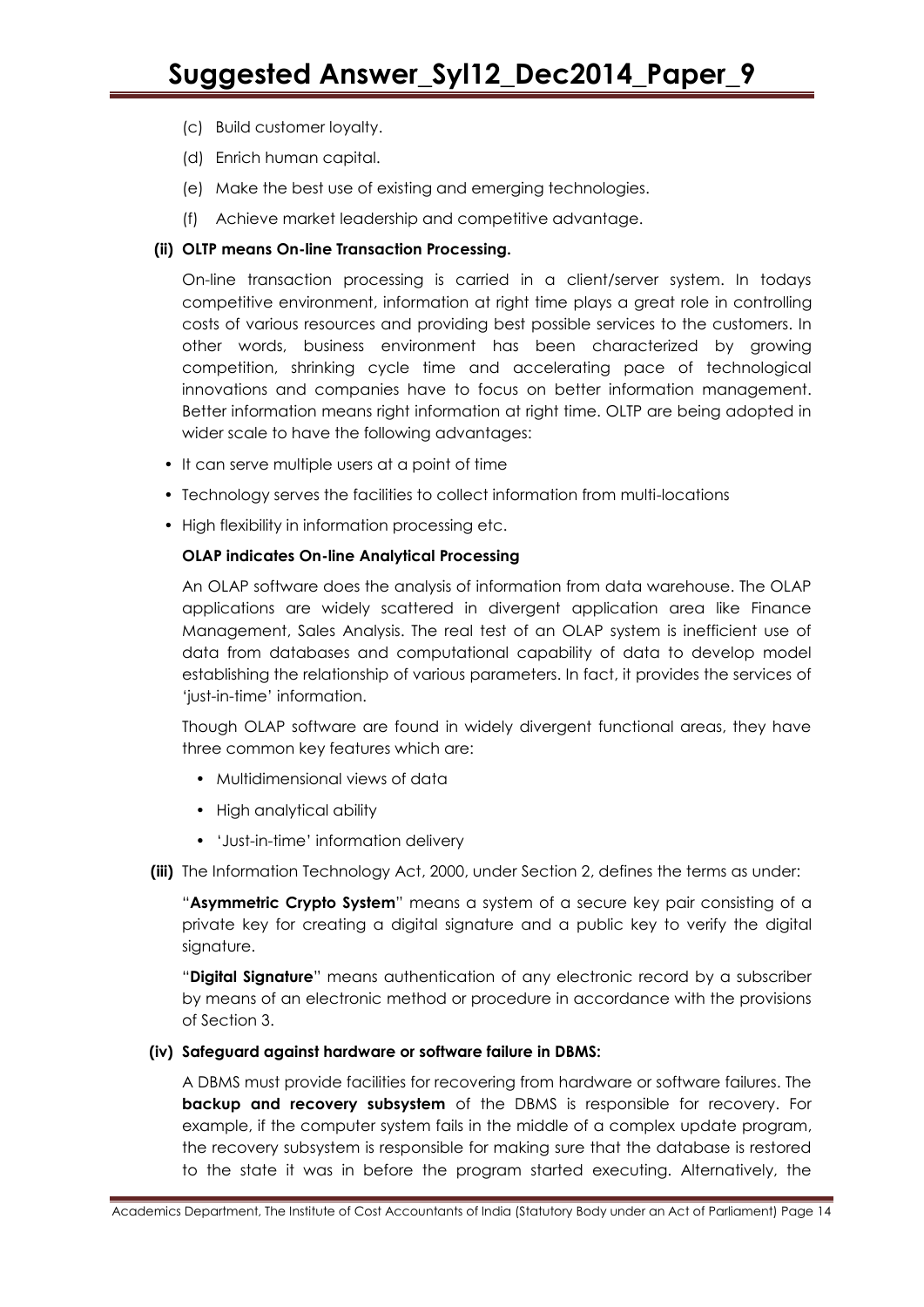(c) Build customer loyalty.

(d) Enrich human capital.

(e) Make the best use of existing and emerging technologies.

(f) Achieve market leadership and competitive advantage.

**(ii) OLTP means On-line Transaction Processing.**

On-line transaction processing is carried in a client/server system. In todays competitive environment, information at right time plays a great role in controlling costs of various resources and providing best possible services to the customers. In other words, business environment has been characterized by growing competition, shrinking cycle time and accelerating pace of technological innovations and companies have to focus on better information management. Better information means right information at right time. OLTP are being adopted in wider scale to have the following advantages:

- It can serve multiple users at a point of time
- Technology serves the facilities to collect information from multi-locations
- High flexibility in information processing etc.

**OLAP indicates On-line Analytical Processing**

An OLAP software does the analysis of information from data warehouse. The OLAP applications are widely scattered in divergent application area like Finance Management, Sales Analysis. The real test of an OLAP system is inefficient use of data from databases and computational capability of data to develop model establishing the relationship of various parameters. In fact, it provides the services of 'just-in-time' information.

Though OLAP software are found in widely divergent functional areas, they have three common key features which are:

- Multidimensional views of data
- High analytical ability
- 'Just-in-time' information delivery

**(iii)** The Information Technology Act, 2000, under Section 2, defines the terms as under:

"**Asymmetric Crypto System**" means a system of a secure key pair consisting of a private key for creating a digital signature and a public key to verify the digital signature.

"**Digital Signature**" means authentication of any electronic record by a subscriber by means of an electronic method or procedure in accordance with the provisions of Section 3.

**(iv) Safeguard against hardware or software failure in DBMS:**

A DBMS must provide facilities for recovering from hardware or software failures. The **backup and recovery subsystem** of the DBMS is responsible for recovery. For example, if the computer system fails in the middle of a complex update program, the recovery subsystem is responsible for making sure that the database is restored to the state it was in before the program started executing. Alternatively, the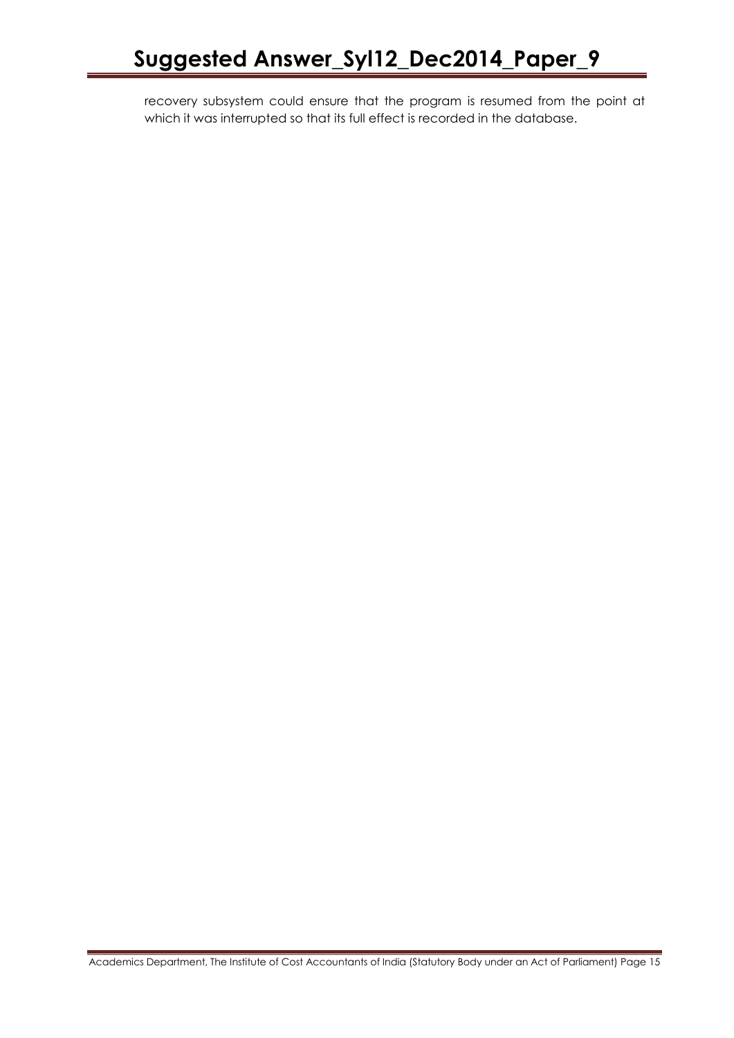recovery subsystem could ensure that the program is resumed from the point at which it was interrupted so that its full effect is recorded in the database.